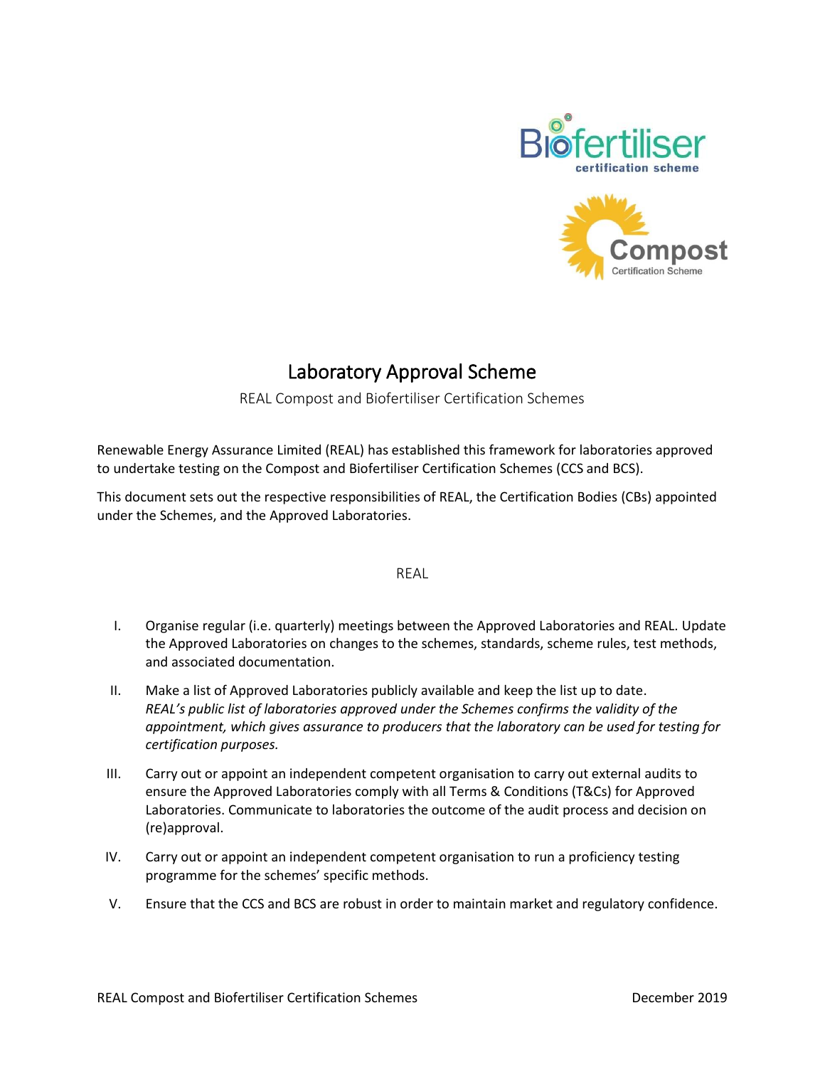# Laboratory Approval Scheme

REAL Compost and Biofertiliser Certification Schemes

Renewable Energy Assurance Limited (REAL) has established this framework for laboratories approved to undertake testing on the Compost and Biofertiliser Certification Schemes (CCS and BCS).

This document sets out the respective responsibilities of REAL, the Certification Bodies (CBs) appointed under the Schemes, and the Approved Laboratories.

## REAL

I. Organise regular (i.e. quarterly) meetings between the Approved Laboratories and REAL. Update the Approved Laboratories on changes to the schemes, standards, scheme rules, test methods, and associated documentation.

II. Make a list of Approved Laboratories publicly available and keep the list up to date. *REAL's public list of laboratories approved under the Schemes confirms the validity of the appointment, which gives assurance to producers that the laboratory can be used for testing for certification purposes.*

III. Carry out or appoint an independent competent organisation to carry out external audits to ensure the Approved Laboratories comply with all Terms & Conditions (T&Cs) for Approved Laboratories. Communicate to laboratories the outcome of the audit process and decision on (re)approval.

IV. Carry out or appoint an independent competent organisation to run a proficiency testing programme for the schemes' specific methods.

V. Ensure that the CCS and BCS are robust in order to maintain market and regulatory confidence.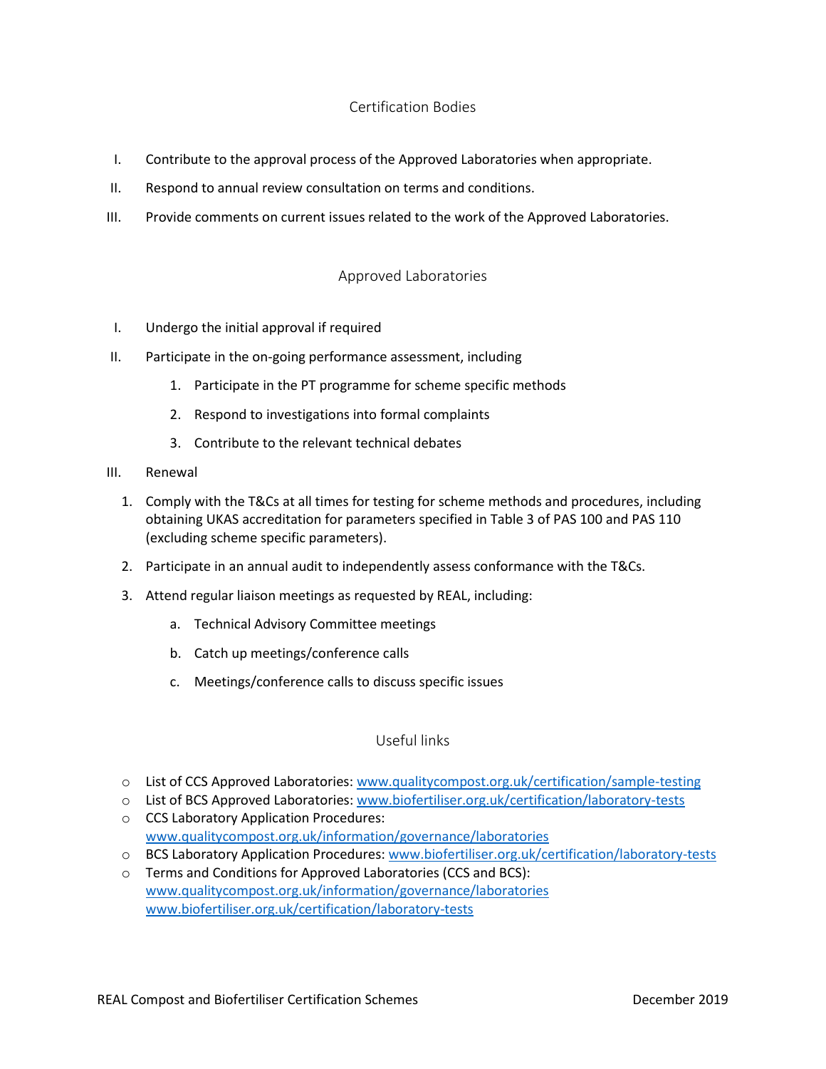## Certification Bodies

I. Contribute to the approval process of the Approved Laboratories when appropriate.

II. Respond to annual review consultation on terms and conditions.

III. Provide comments on current issues related to the work of the Approved Laboratories.

## Approved Laboratories

I. Undergo the initial approval if required

II. Participate in the on-going performance assessment, including

   1. Participate in the PT programme for scheme specific methods
   2. Respond to investigations into formal complaints
   3. Contribute to the relevant technical debates

III. Renewal

   1. Comply with the T&Cs at all times for testing for scheme methods and procedures, including obtaining UKAS accreditation for parameters specified in Table 3 of PAS 100 and PAS 110 (excluding scheme specific parameters).
   2. Participate in an annual audit to independently assess conformance with the T&Cs.
   3. Attend regular liaison meetings as requested by REAL, including:
      a. Technical Advisory Committee meetings
      b. Catch up meetings/conference calls
      c. Meetings/conference calls to discuss specific issues

## Useful links

- List of CCS Approved Laboratories: www.qualitycompost.org.uk/certification/sample-testing
- List of BCS Approved Laboratories: www.biofertiliser.org.uk/certification/laboratory-tests
- CCS Laboratory Application Procedures: www.qualitycompost.org.uk/information/governance/laboratories
- BCS Laboratory Application Procedures: www.biofertiliser.org.uk/certification/laboratory-tests
- Terms and Conditions for Approved Laboratories (CCS and BCS): www.qualitycompost.org.uk/information/governance/laboratories www.biofertiliser.org.uk/certification/laboratory-tests